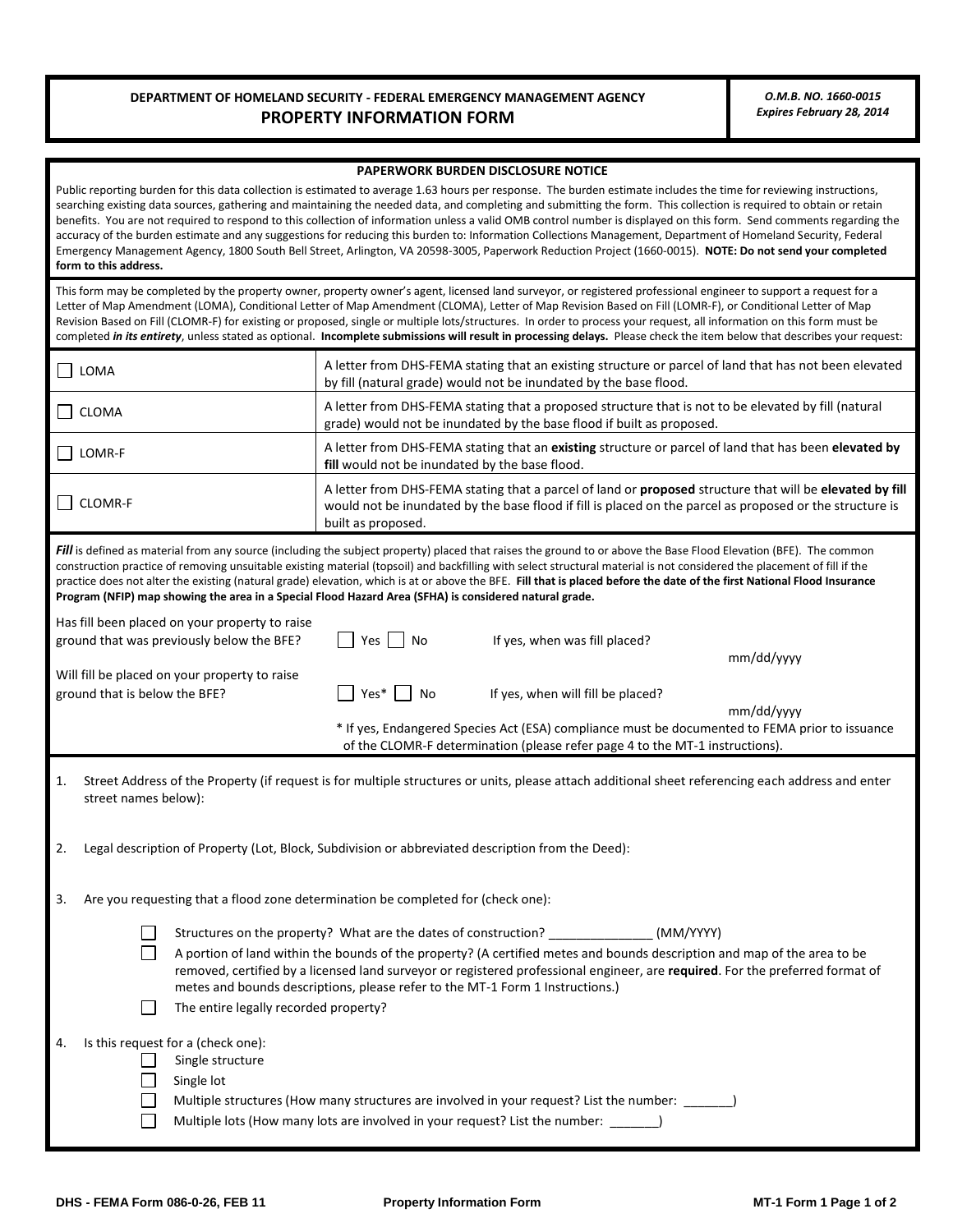# DEPARTMENT OF HOMELAND SECURITY - FEDERAL EMERGENCY MANAGEMENT AGENCY
## PROPERTY INFORMATION FORM

*O.M.B. NO. 1660-0015*
*Expires February 28, 2014*

**PAPERWORK BURDEN DISCLOSURE NOTICE**

Public reporting burden for this data collection is estimated to average 1.63 hours per response. The burden estimate includes the time for reviewing instructions, searching existing data sources, gathering and maintaining the needed data, and completing and submitting the form. This collection is required to obtain or retain benefits. You are not required to respond to this collection of information unless a valid OMB control number is displayed on this form. Send comments regarding the accuracy of the burden estimate and any suggestions for reducing this burden to: Information Collections Management, Department of Homeland Security, Federal Emergency Management Agency, 1800 South Bell Street, Arlington, VA 20598-3005, Paperwork Reduction Project (1660-0015). **NOTE: Do not send your completed form to this address.**

This form may be completed by the property owner, property owner's agent, licensed land surveyor, or registered professional engineer to support a request for a Letter of Map Amendment (LOMA), Conditional Letter of Map Amendment (CLOMA), Letter of Map Revision Based on Fill (LOMR-F), or Conditional Letter of Map Revision Based on Fill (CLOMR-F) for existing or proposed, single or multiple lots/structures. In order to process your request, all information on this form must be completed ***in its entirety***, unless stated as optional. **Incomplete submissions will result in processing delays.** Please check the item below that describes your request:

| | |
|---|---|
| ☐ LOMA | A letter from DHS-FEMA stating that an existing structure or parcel of land that has not been elevated by fill (natural grade) would not be inundated by the base flood. |
| ☐ CLOMA | A letter from DHS-FEMA stating that a proposed structure that is not to be elevated by fill (natural grade) would not be inundated by the base flood if built as proposed. |
| ☐ LOMR-F | A letter from DHS-FEMA stating that an **existing** structure or parcel of land that has been **elevated by fill** would not be inundated by the base flood. |
| ☐ CLOMR-F | A letter from DHS-FEMA stating that a parcel of land or **proposed** structure that will be **elevated by fill** would not be inundated by the base flood if fill is placed on the parcel as proposed or the structure is built as proposed. |

***Fill*** is defined as material from any source (including the subject property) placed that raises the ground to or above the Base Flood Elevation (BFE). The common construction practice of removing unsuitable existing material (topsoil) and backfilling with select structural material is not considered the placement of fill if the practice does not alter the existing (natural grade) elevation, which is at or above the BFE. **Fill that is placed before the date of the first National Flood Insurance Program (NFIP) map showing the area in a Special Flood Hazard Area (SFHA) is considered natural grade.**

Has fill been placed on your property to raise ground that was previously below the BFE? ☐ Yes ☐ No If yes, when was fill placed? mm/dd/yyyy

Will fill be placed on your property to raise ground that is below the BFE? ☐ Yes* ☐ No If yes, when will fill be placed? mm/dd/yyyy

\* If yes, Endangered Species Act (ESA) compliance must be documented to FEMA prior to issuance of the CLOMR-F determination (please refer page 4 to the MT-1 instructions).

1. Street Address of the Property (if request is for multiple structures or units, please attach additional sheet referencing each address and enter street names below):

2. Legal description of Property (Lot, Block, Subdivision or abbreviated description from the Deed):

3. Are you requesting that a flood zone determination be completed for (check one):

   ☐ Structures on the property? What are the dates of construction? _______________ (MM/YYYY)

   ☐ A portion of land within the bounds of the property? (A certified metes and bounds description and map of the area to be removed, certified by a licensed land surveyor or registered professional engineer, are **required**. For the preferred format of metes and bounds descriptions, please refer to the MT-1 Form 1 Instructions.)

   ☐ The entire legally recorded property?

4. Is this request for a (check one):

   ☐ Single structure
   ☐ Single lot
   ☐ Multiple structures (How many structures are involved in your request? List the number: _______)
   ☐ Multiple lots (How many lots are involved in your request? List the number: _______)

DHS - FEMA Form 086-0-26, FEB 11 | Property Information Form | MT-1 Form 1 Page 1 of 2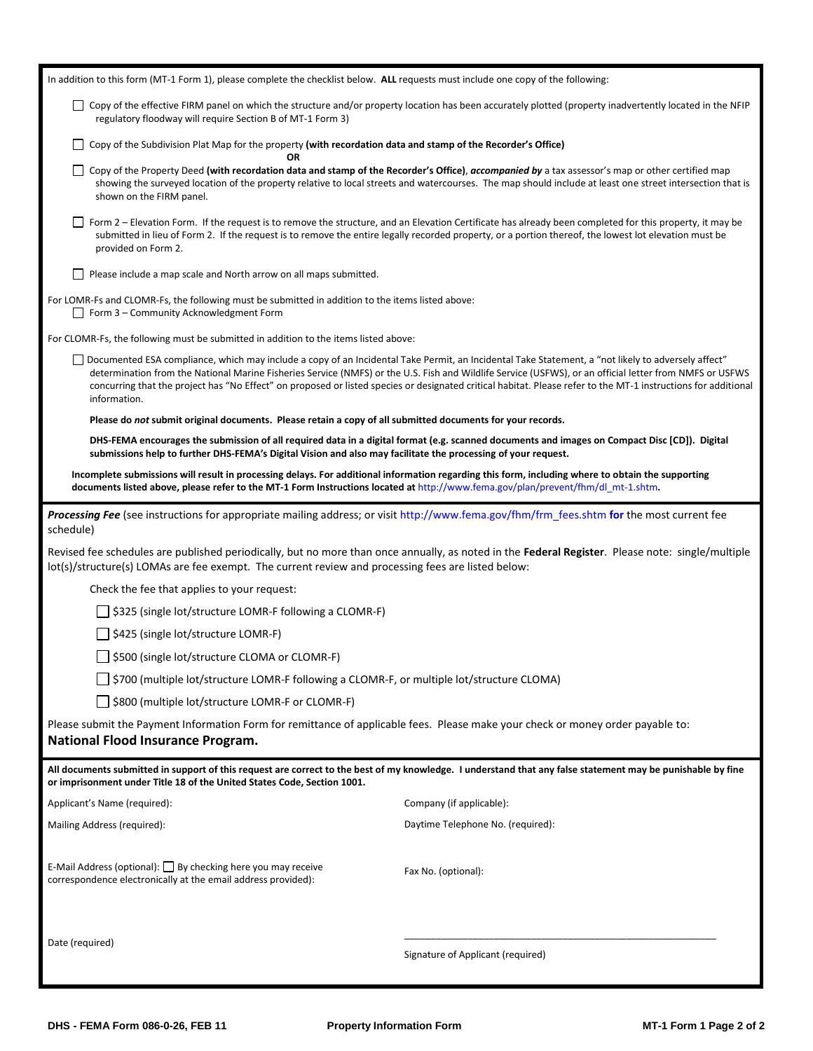In addition to this form (MT-1 Form 1), please complete the checklist below. **ALL** requests must include one copy of the following:

- ☐ Copy of the effective FIRM panel on which the structure and/or property location has been accurately plotted (property inadvertently located in the NFIP regulatory floodway will require Section B of MT-1 Form 3)
- ☐ Copy of the Subdivision Plat Map for the property **(with recordation data and stamp of the Recorder's Office)**

  **OR**
- ☐ Copy of the Property Deed **(with recordation data and stamp of the Recorder's Office)**, ***accompanied by*** a tax assessor's map or other certified map showing the surveyed location of the property relative to local streets and watercourses. The map should include at least one street intersection that is shown on the FIRM panel.
- ☐ Form 2 – Elevation Form. If the request is to remove the structure, and an Elevation Certificate has already been completed for this property, it may be submitted in lieu of Form 2. If the request is to remove the entire legally recorded property, or a portion thereof, the lowest lot elevation must be provided on Form 2.
- ☐ Please include a map scale and North arrow on all maps submitted.

For LOMR-Fs and CLOMR-Fs, the following must be submitted in addition to the items listed above:

- ☐ Form 3 – Community Acknowledgment Form

For CLOMR-Fs, the following must be submitted in addition to the items listed above:

- ☐ Documented ESA compliance, which may include a copy of an Incidental Take Permit, an Incidental Take Statement, a "not likely to adversely affect" determination from the National Marine Fisheries Service (NMFS) or the U.S. Fish and Wildlife Service (USFWS), or an official letter from NMFS or USFWS concurring that the project has "No Effect" on proposed or listed species or designated critical habitat. Please refer to the MT-1 instructions for additional information.

**Please do *not* submit original documents. Please retain a copy of all submitted documents for your records.**

**DHS-FEMA encourages the submission of all required data in a digital format (e.g. scanned documents and images on Compact Disc [CD]). Digital submissions help to further DHS-FEMA's Digital Vision and also may facilitate the processing of your request.**

**Incomplete submissions will result in processing delays. For additional information regarding this form, including where to obtain the supporting documents listed above, please refer to the MT-1 Form Instructions located at http://www.fema.gov/plan/prevent/fhm/dl_mt-1.shtm.**

***Processing Fee*** (see instructions for appropriate mailing address; or visit http://www.fema.gov/fhm/frm_fees.shtm **for** the most current fee schedule)

Revised fee schedules are published periodically, but no more than once annually, as noted in the **Federal Register**. Please note: single/multiple lot(s)/structure(s) LOMAs are fee exempt. The current review and processing fees are listed below:

Check the fee that applies to your request:

- ☐ $325 (single lot/structure LOMR-F following a CLOMR-F)
- ☐ $425 (single lot/structure LOMR-F)
- ☐ $500 (single lot/structure CLOMA or CLOMR-F)
- ☐ $700 (multiple lot/structure LOMR-F following a CLOMR-F, or multiple lot/structure CLOMA)
- ☐ $800 (multiple lot/structure LOMR-F or CLOMR-F)

Please submit the Payment Information Form for remittance of applicable fees. Please make your check or money order payable to:
**National Flood Insurance Program.**

**All documents submitted in support of this request are correct to the best of my knowledge. I understand that any false statement may be punishable by fine or imprisonment under Title 18 of the United States Code, Section 1001.**

Applicant's Name (required):

Company (if applicable):

Mailing Address (required):

Daytime Telephone No. (required):

E-Mail Address (optional): ☐ By checking here you may receive correspondence electronically at the email address provided):

Fax No. (optional):

Date (required)

\_\_\_\_\_\_\_\_\_\_\_\_\_\_\_\_\_\_\_\_\_\_\_\_\_\_\_\_\_\_\_\_\_\_\_\_\_\_\_\_\_\_\_\_

Signature of Applicant (required)

DHS - FEMA Form 086-0-26, FEB 11 — Property Information Form — MT-1 Form 1 Page 2 of 2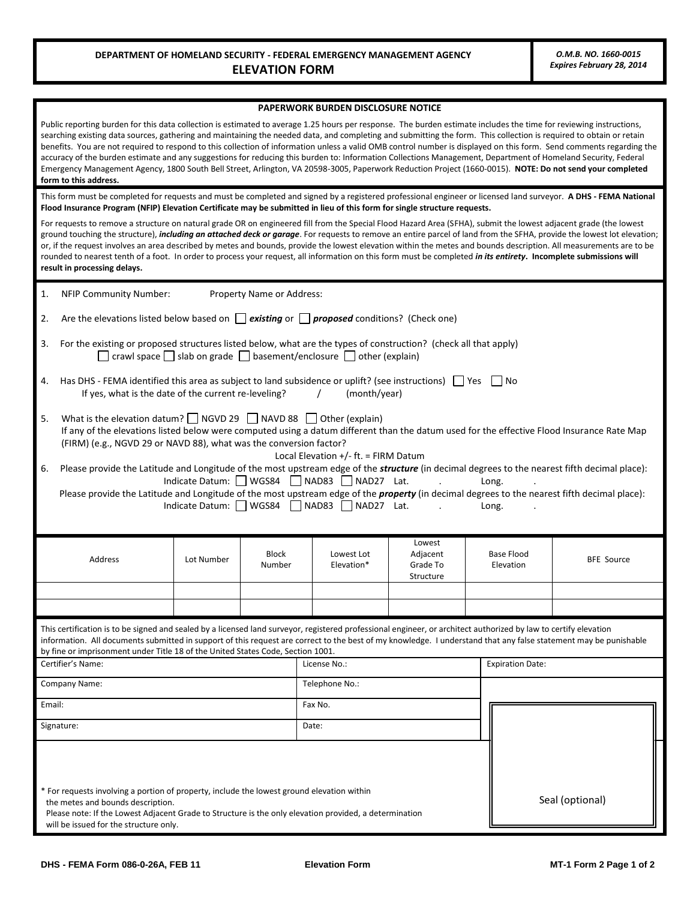**DEPARTMENT OF HOMELAND SECURITY - FEDERAL EMERGENCY MANAGEMENT AGENCY**

# ELEVATION FORM

***O.M.B. NO. 1660-0015***
***Expires February 28, 2014***

**PAPERWORK BURDEN DISCLOSURE NOTICE**

Public reporting burden for this data collection is estimated to average 1.25 hours per response. The burden estimate includes the time for reviewing instructions, searching existing data sources, gathering and maintaining the needed data, and completing and submitting the form. This collection is required to obtain or retain benefits. You are not required to respond to this collection of information unless a valid OMB control number is displayed on this form. Send comments regarding the accuracy of the burden estimate and any suggestions for reducing this burden to: Information Collections Management, Department of Homeland Security, Federal Emergency Management Agency, 1800 South Bell Street, Arlington, VA 20598-3005, Paperwork Reduction Project (1660-0015). **NOTE: Do not send your completed form to this address.**

This form must be completed for requests and must be completed and signed by a registered professional engineer or licensed land surveyor. **A DHS - FEMA National Flood Insurance Program (NFIP) Elevation Certificate may be submitted in lieu of this form for single structure requests.**

For requests to remove a structure on natural grade OR on engineered fill from the Special Flood Hazard Area (SFHA), submit the lowest adjacent grade (the lowest ground touching the structure), ***including an attached deck or garage***. For requests to remove an entire parcel of land from the SFHA, provide the lowest lot elevation; or, if the request involves an area described by metes and bounds, provide the lowest elevation within the metes and bounds description. All measurements are to be rounded to nearest tenth of a foot. In order to process your request, all information on this form must be completed ***in its entirety***. **Incomplete submissions will result in processing delays.**

1. NFIP Community Number: Property Name or Address:

2. Are the elevations listed below based on ☐ ***existing*** or ☐ ***proposed*** conditions? (Check one)

3. For the existing or proposed structures listed below, what are the types of construction? (check all that apply)
   ☐ crawl space ☐ slab on grade ☐ basement/enclosure ☐ other (explain)

4. Has DHS - FEMA identified this area as subject to land subsidence or uplift? (see instructions) ☐ Yes ☐ No
   If yes, what is the date of the current re-leveling? / (month/year)

5. What is the elevation datum? ☐ NGVD 29 ☐ NAVD 88 ☐ Other (explain)
   If any of the elevations listed below were computed using a datum different than the datum used for the effective Flood Insurance Rate Map (FIRM) (e.g., NGVD 29 or NAVD 88), what was the conversion factor?
   Local Elevation +/- ft. = FIRM Datum

6. Please provide the Latitude and Longitude of the most upstream edge of the ***structure*** (in decimal degrees to the nearest fifth decimal place):
   Indicate Datum: ☐ WGS84 ☐ NAD83 ☐ NAD27 Lat. . Long. .
   Please provide the Latitude and Longitude of the most upstream edge of the ***property*** (in decimal degrees to the nearest fifth decimal place):
   Indicate Datum: ☐ WGS84 ☐ NAD83 ☐ NAD27 Lat. . Long. .

| Address | Lot Number | Block Number | Lowest Lot Elevation* | Lowest Adjacent Grade To Structure | Base Flood Elevation | BFE Source |
|---|---|---|---|---|---|---|
| | | | | | | |
| | | | | | | |

This certification is to be signed and sealed by a licensed land surveyor, registered professional engineer, or architect authorized by law to certify elevation information. All documents submitted in support of this request are correct to the best of my knowledge. I understand that any false statement may be punishable by fine or imprisonment under Title 18 of the United States Code, Section 1001.

| | | |
|---|---|---|
| Certifier's Name: | License No.: | Expiration Date: |
| Company Name: | Telephone No.: | |
| Email: | Fax No.: | |
| Signature: | Date: | |

Seal (optional)

\* For requests involving a portion of property, include the lowest ground elevation within the metes and bounds description.
Please note: If the Lowest Adjacent Grade to Structure is the only elevation provided, a determination will be issued for the structure only.

DHS - FEMA Form 086-0-26A, FEB 11 — Elevation Form — MT-1 Form 2 Page 1 of 2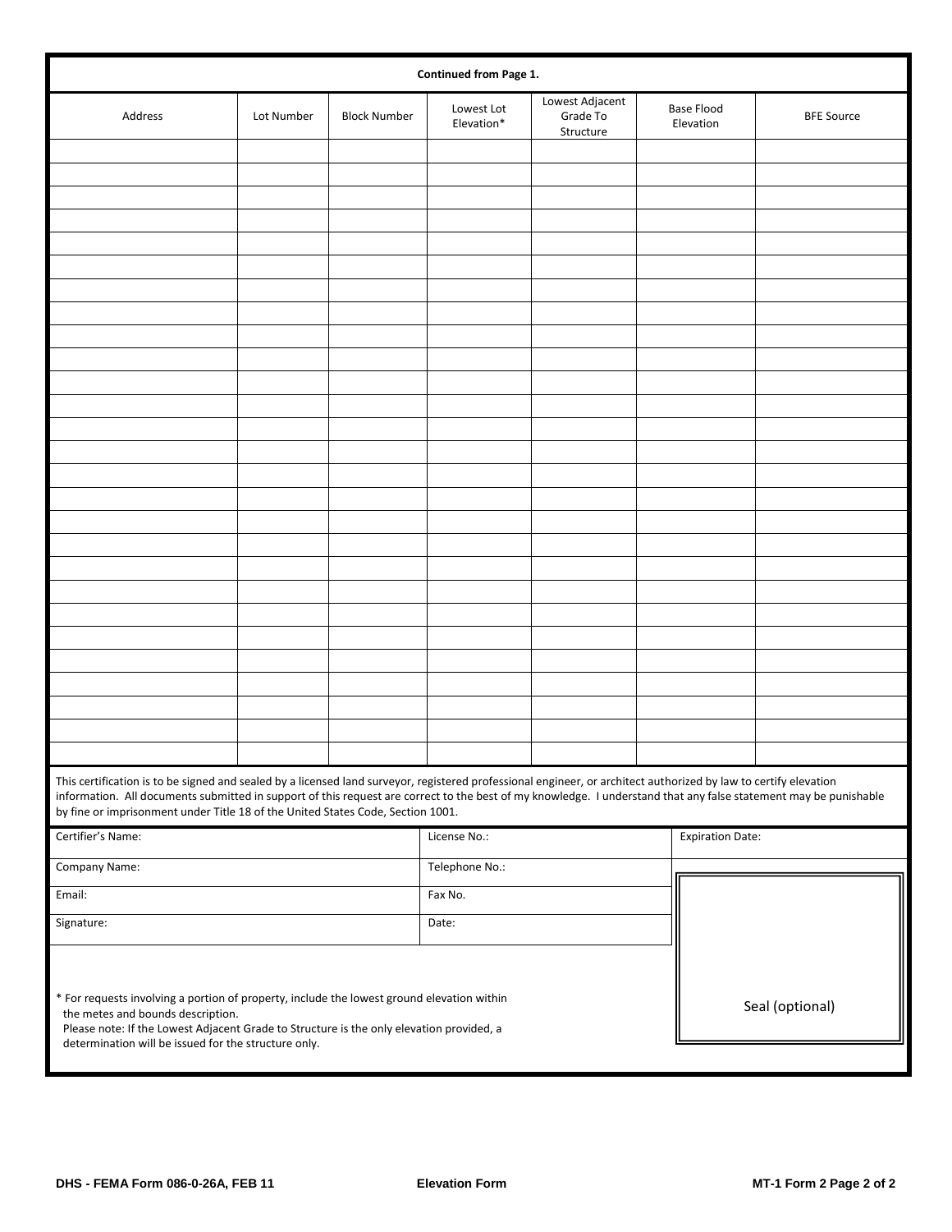**Continued from Page 1.**

| Address | Lot Number | Block Number | Lowest Lot Elevation* | Lowest Adjacent Grade To Structure | Base Flood Elevation | BFE Source |
|---|---|---|---|---|---|---|
| | | | | | | |
| | | | | | | |
| | | | | | | |
| | | | | | | |
| | | | | | | |
| | | | | | | |
| | | | | | | |
| | | | | | | |
| | | | | | | |
| | | | | | | |
| | | | | | | |
| | | | | | | |
| | | | | | | |
| | | | | | | |
| | | | | | | |
| | | | | | | |
| | | | | | | |
| | | | | | | |
| | | | | | | |
| | | | | | | |
| | | | | | | |
| | | | | | | |
| | | | | | | |
| | | | | | | |
| | | | | | | |
| | | | | | | |
| | | | | | | |

This certification is to be signed and sealed by a licensed land surveyor, registered professional engineer, or architect authorized by law to certify elevation information. All documents submitted in support of this request are correct to the best of my knowledge. I understand that any false statement may be punishable by fine or imprisonment under Title 18 of the United States Code, Section 1001.

| Certifier's Name: | License No.: | Expiration Date: |
|---|---|---|
| Company Name: | Telephone No.: | Seal (optional) |
| Email: | Fax No. | |
| Signature: | Date: | |

\* For requests involving a portion of property, include the lowest ground elevation within the metes and bounds description.
Please note: If the Lowest Adjacent Grade to Structure is the only elevation provided, a determination will be issued for the structure only.

DHS - FEMA Form 086-0-26A, FEB 11 | Elevation Form | MT-1 Form 2 Page 2 of 2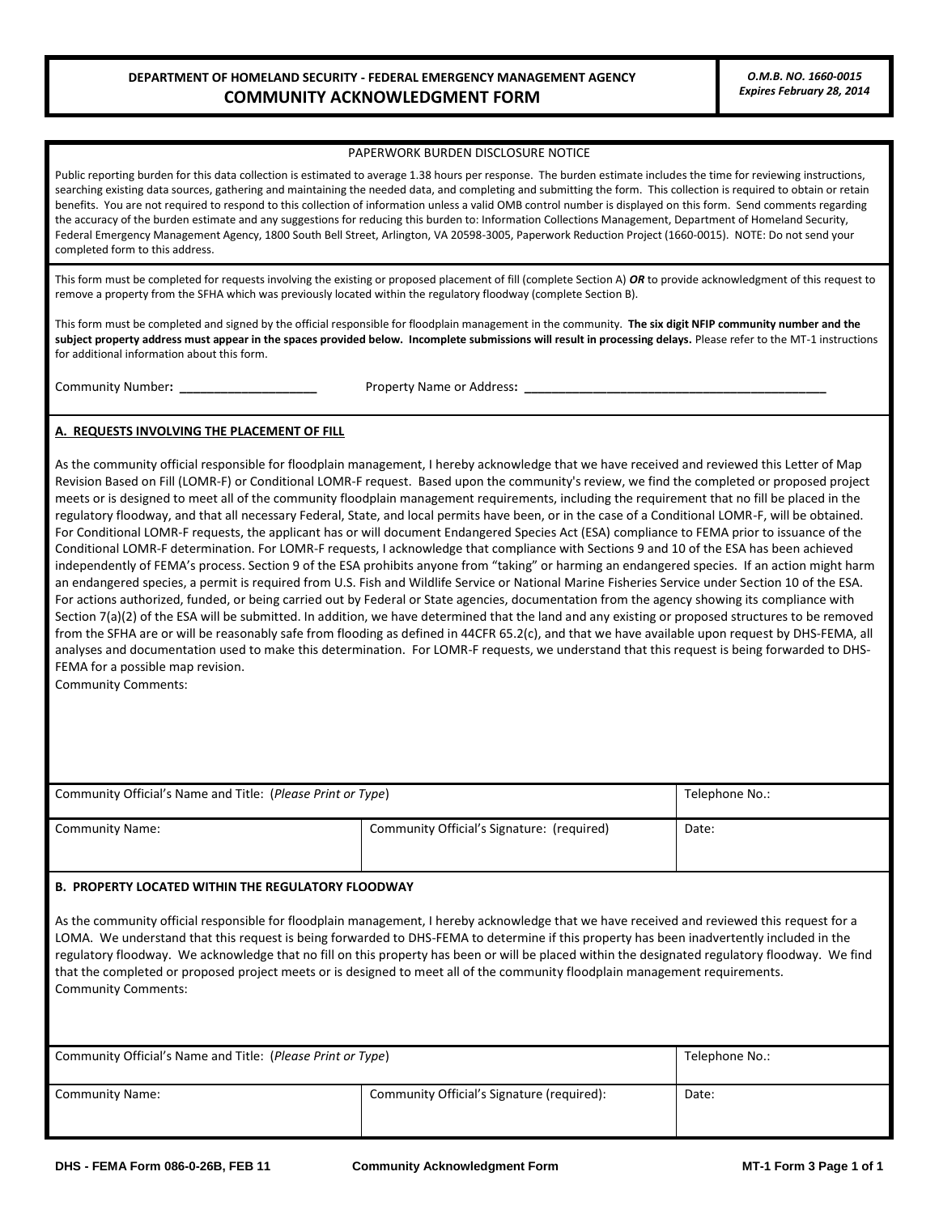| DEPARTMENT OF HOMELAND SECURITY - FEDERAL EMERGENCY MANAGEMENT AGENCY **COMMUNITY ACKNOWLEDGMENT FORM** | *O.M.B. NO. 1660-0015* *Expires February 28, 2014* |
|---|---|

PAPERWORK BURDEN DISCLOSURE NOTICE

Public reporting burden for this data collection is estimated to average 1.38 hours per response. The burden estimate includes the time for reviewing instructions, searching existing data sources, gathering and maintaining the needed data, and completing and submitting the form. This collection is required to obtain or retain benefits. You are not required to respond to this collection of information unless a valid OMB control number is displayed on this form. Send comments regarding the accuracy of the burden estimate and any suggestions for reducing this burden to: Information Collections Management, Department of Homeland Security, Federal Emergency Management Agency, 1800 South Bell Street, Arlington, VA 20598-3005, Paperwork Reduction Project (1660-0015). NOTE: Do not send your completed form to this address.

This form must be completed for requests involving the existing or proposed placement of fill (complete Section A) ***OR*** to provide acknowledgment of this request to remove a property from the SFHA which was previously located within the regulatory floodway (complete Section B).

This form must be completed and signed by the official responsible for floodplain management in the community. **The six digit NFIP community number and the subject property address must appear in the spaces provided below. Incomplete submissions will result in processing delays.** Please refer to the MT-1 instructions for additional information about this form.

Community Number**:** ____________________ Property Name or Address**:** ____________________________________________

## A. REQUESTS INVOLVING THE PLACEMENT OF FILL

As the community official responsible for floodplain management, I hereby acknowledge that we have received and reviewed this Letter of Map Revision Based on Fill (LOMR-F) or Conditional LOMR-F request. Based upon the community's review, we find the completed or proposed project meets or is designed to meet all of the community floodplain management requirements, including the requirement that no fill be placed in the regulatory floodway, and that all necessary Federal, State, and local permits have been, or in the case of a Conditional LOMR-F, will be obtained. For Conditional LOMR-F requests, the applicant has or will document Endangered Species Act (ESA) compliance to FEMA prior to issuance of the Conditional LOMR-F determination. For LOMR-F requests, I acknowledge that compliance with Sections 9 and 10 of the ESA has been achieved independently of FEMA's process. Section 9 of the ESA prohibits anyone from "taking" or harming an endangered species. If an action might harm an endangered species, a permit is required from U.S. Fish and Wildlife Service or National Marine Fisheries Service under Section 10 of the ESA. For actions authorized, funded, or being carried out by Federal or State agencies, documentation from the agency showing its compliance with Section 7(a)(2) of the ESA will be submitted. In addition, we have determined that the land and any existing or proposed structures to be removed from the SFHA are or will be reasonably safe from flooding as defined in 44CFR 65.2(c), and that we have available upon request by DHS-FEMA, all analyses and documentation used to make this determination. For LOMR-F requests, we understand that this request is being forwarded to DHS-FEMA for a possible map revision.

Community Comments:

| Community Official's Name and Title: (*Please Print or Type*) | | Telephone No.: |
|---|---|---|
| Community Name: | Community Official's Signature: (required) | Date: |

## B. PROPERTY LOCATED WITHIN THE REGULATORY FLOODWAY

As the community official responsible for floodplain management, I hereby acknowledge that we have received and reviewed this request for a LOMA. We understand that this request is being forwarded to DHS-FEMA to determine if this property has been inadvertently included in the regulatory floodway. We acknowledge that no fill on this property has been or will be placed within the designated regulatory floodway. We find that the completed or proposed project meets or is designed to meet all of the community floodplain management requirements.

Community Comments:

| Community Official's Name and Title: (*Please Print or Type*) | | Telephone No.: |
|---|---|---|
| Community Name: | Community Official's Signature (required): | Date: |

DHS - FEMA Form 086-0-26B, FEB 11 Community Acknowledgment Form MT-1 Form 3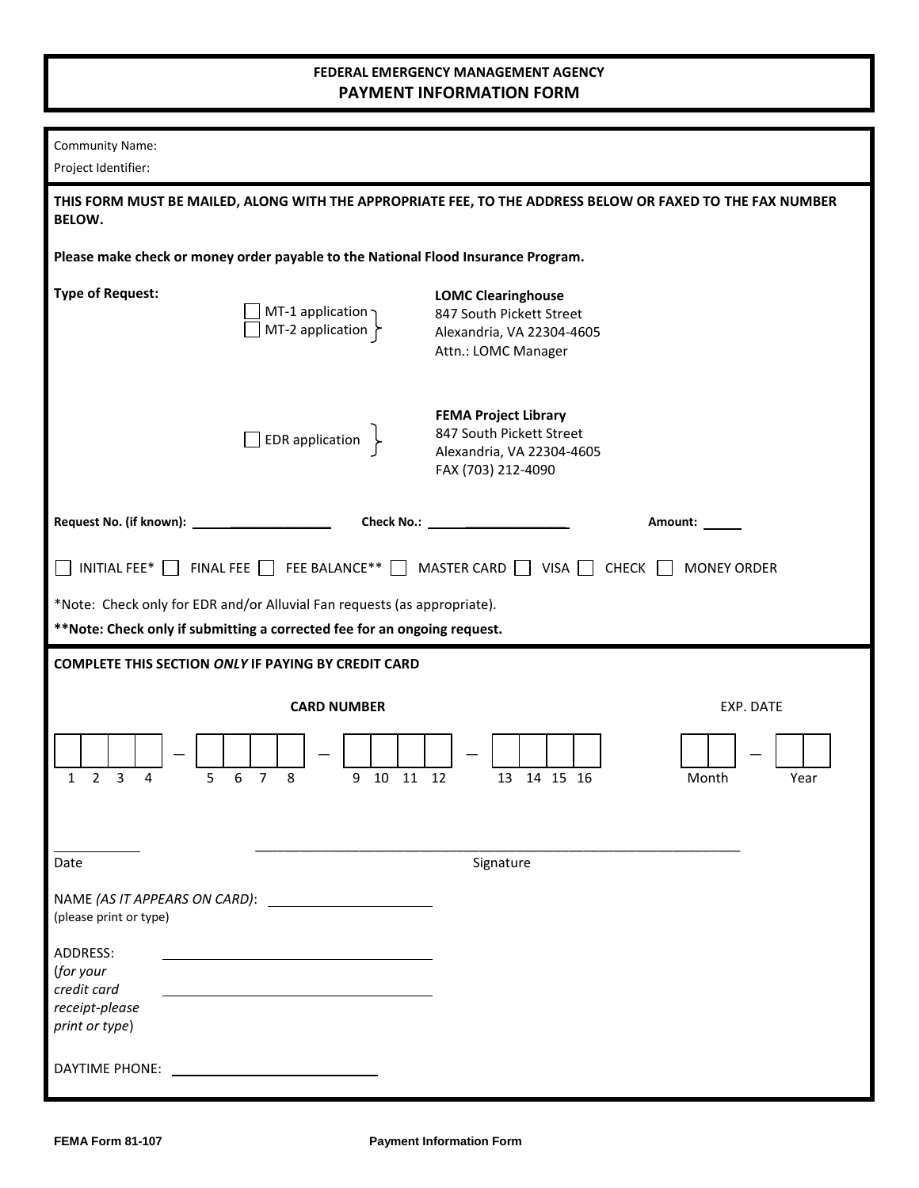# FEDERAL EMERGENCY MANAGEMENT AGENCY
## PAYMENT INFORMATION FORM

Community Name:

Project Identifier:

**THIS FORM MUST BE MAILED, ALONG WITH THE APPROPRIATE FEE, TO THE ADDRESS BELOW OR FAXED TO THE FAX NUMBER BELOW.**

**Please make check or money order payable to the National Flood Insurance Program.**

**Type of Request:**

☐ MT-1 application
☐ MT-2 application

**LOMC Clearinghouse**
847 South Pickett Street
Alexandria, VA 22304-4605
Attn.: LOMC Manager

☐ EDR application

**FEMA Project Library**
847 South Pickett Street
Alexandria, VA 22304-4605
FAX (703) 212-4090

**Request No. (if known):** ______________ **Check No.:** ______________ **Amount:** _____

☐ INITIAL FEE* ☐ FINAL FEE ☐ FEE BALANCE** ☐ MASTER CARD ☐ VISA ☐ CHECK ☐ MONEY ORDER

*Note: Check only for EDR and/or Alluvial Fan requests (as appropriate).

**\*\*Note: Check only if submitting a corrected fee for an ongoing request.**

**COMPLETE THIS SECTION *ONLY* IF PAYING BY CREDIT CARD**

**CARD NUMBER**

☐☐☐☐ – ☐☐☐☐ – ☐☐☐☐ – ☐☐☐☐

1 2 3 4 &nbsp; 5 6 7 8 &nbsp; 9 10 11 12 &nbsp; 13 14 15 16

EXP. DATE

☐☐ – ☐☐

Month &nbsp; Year

____________ ________________________________________________

Date &nbsp; Signature

NAME *(AS IT APPEARS ON CARD)*: ______________________
(please print or type)

ADDRESS: ______________________
(*for your credit card receipt-please print or type*) ______________________

DAYTIME PHONE: ______________________

FEMA Form 81-107 &nbsp; Payment Information Form